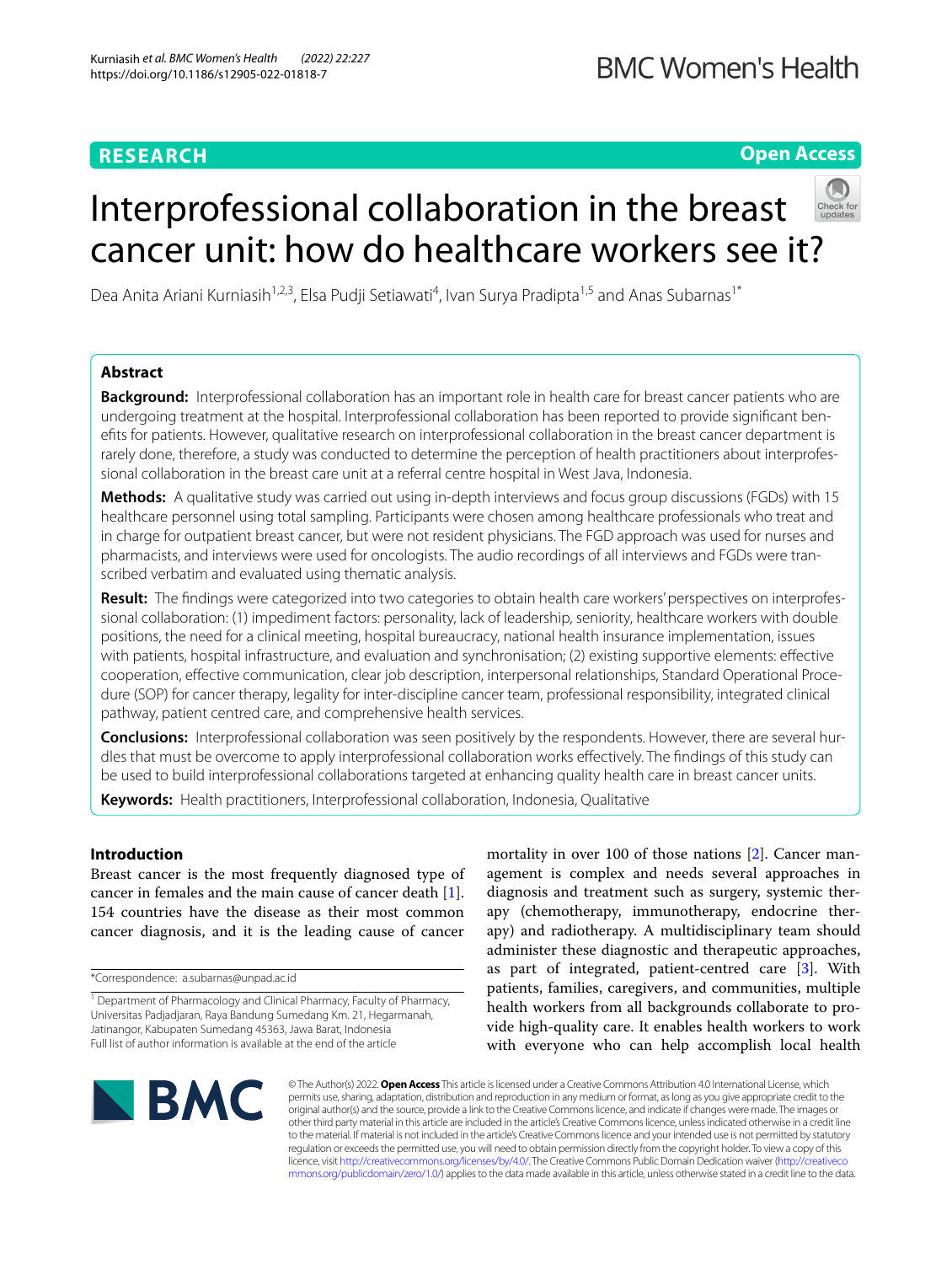RESEARCH

Open Access

# Interprofessional collaboration in the breast cancer unit: how do healthcare workers see it?

Dea Anita Ariani Kurniasih[1,2,3], Elsa Pudji Setiawati[4], Ivan Surya Pradipta[1,5] and Anas Subarnas[1*]

## Abstract

**Background:** Interprofessional collaboration has an important role in health care for breast cancer patients who are undergoing treatment at the hospital. Interprofessional collaboration has been reported to provide significant benefits for patients. However, qualitative research on interprofessional collaboration in the breast cancer department is rarely done, therefore, a study was conducted to determine the perception of health practitioners about interprofessional collaboration in the breast care unit at a referral centre hospital in West Java, Indonesia.

**Methods:** A qualitative study was carried out using in-depth interviews and focus group discussions (FGDs) with 15 healthcare personnel using total sampling. Participants were chosen among healthcare professionals who treat and in charge for outpatient breast cancer, but were not resident physicians. The FGD approach was used for nurses and pharmacists, and interviews were used for oncologists. The audio recordings of all interviews and FGDs were transcribed verbatim and evaluated using thematic analysis.

**Result:** The findings were categorized into two categories to obtain health care workers' perspectives on interprofessional collaboration: (1) impediment factors: personality, lack of leadership, seniority, healthcare workers with double positions, the need for a clinical meeting, hospital bureaucracy, national health insurance implementation, issues with patients, hospital infrastructure, and evaluation and synchronisation; (2) existing supportive elements: effective cooperation, effective communication, clear job description, interpersonal relationships, Standard Operational Procedure (SOP) for cancer therapy, legality for inter-discipline cancer team, professional responsibility, integrated clinical pathway, patient centred care, and comprehensive health services.

**Conclusions:** Interprofessional collaboration was seen positively by the respondents. However, there are several hurdles that must be overcome to apply interprofessional collaboration works effectively. The findings of this study can be used to build interprofessional collaborations targeted at enhancing quality health care in breast cancer units.

**Keywords:** Health practitioners, Interprofessional collaboration, Indonesia, Qualitative

## Introduction

Breast cancer is the most frequently diagnosed type of cancer in females and the main cause of cancer death [1]. 154 countries have the disease as their most common cancer diagnosis, and it is the leading cause of cancer mortality in over 100 of those nations [2]. Cancer management is complex and needs several approaches in diagnosis and treatment such as surgery, systemic therapy (chemotherapy, immunotherapy, endocrine therapy) and radiotherapy. A multidisciplinary team should administer these diagnostic and therapeutic approaches, as part of integrated, patient-centred care [3]. With patients, families, caregivers, and communities, multiple health workers from all backgrounds collaborate to provide high-quality care. It enables health workers to work with everyone who can help accomplish local health

*Correspondence: a.subarnas@unpad.ac.id

[1] Department of Pharmacology and Clinical Pharmacy, Faculty of Pharmacy, Universitas Padjadjaran, Raya Bandung Sumedang Km. 21, Hegarmanah, Jatinangor, Kabupaten Sumedang 45363, Jawa Barat, Indonesia

Full list of author information is available at the end of the article

© The Author(s) 2022. **Open Access** This article is licensed under a Creative Commons Attribution 4.0 International License, which permits use, sharing, adaptation, distribution and reproduction in any medium or format, as long as you give appropriate credit to the original author(s) and the source, provide a link to the Creative Commons licence, and indicate if changes were made. The images or other third party material in this article are included in the article's Creative Commons licence, unless indicated otherwise in a credit line to the material. If material is not included in the article's Creative Commons licence and your intended use is not permitted by statutory regulation or exceeds the permitted use, you will need to obtain permission directly from the copyright holder. To view a copy of this licence, visit http://creativecommons.org/licenses/by/4.0/. The Creative Commons Public Domain Dedication waiver (http://creativecommons.org/publicdomain/zero/1.0/) applies to the data made available in this article, unless otherwise stated in a credit line to the data.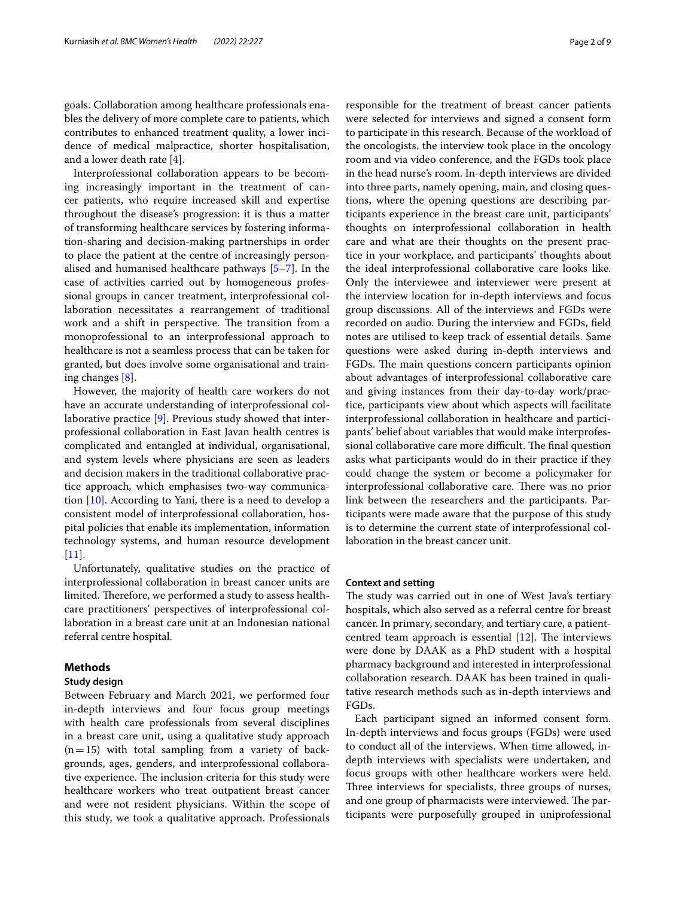goals. Collaboration among healthcare professionals enables the delivery of more complete care to patients, which contributes to enhanced treatment quality, a lower incidence of medical malpractice, shorter hospitalisation, and a lower death rate [4].

Interprofessional collaboration appears to be becoming increasingly important in the treatment of cancer patients, who require increased skill and expertise throughout the disease's progression: it is thus a matter of transforming healthcare services by fostering information-sharing and decision-making partnerships in order to place the patient at the centre of increasingly personalised and humanised healthcare pathways [5–7]. In the case of activities carried out by homogeneous professional groups in cancer treatment, interprofessional collaboration necessitates a rearrangement of traditional work and a shift in perspective. The transition from a monoprofessional to an interprofessional approach to healthcare is not a seamless process that can be taken for granted, but does involve some organisational and training changes [8].

However, the majority of health care workers do not have an accurate understanding of interprofessional collaborative practice [9]. Previous study showed that interprofessional collaboration in East Javan health centres is complicated and entangled at individual, organisational, and system levels where physicians are seen as leaders and decision makers in the traditional collaborative practice approach, which emphasises two-way communication [10]. According to Yani, there is a need to develop a consistent model of interprofessional collaboration, hospital policies that enable its implementation, information technology systems, and human resource development [11].

Unfortunately, qualitative studies on the practice of interprofessional collaboration in breast cancer units are limited. Therefore, we performed a study to assess healthcare practitioners' perspectives of interprofessional collaboration in a breast cancer unit at an Indonesian national referral centre hospital.

## Methods

### Study design

Between February and March 2021, we performed four in-depth interviews and four focus group meetings with health care professionals from several disciplines in a breast care unit, using a qualitative study approach (n = 15) with total sampling from a variety of backgrounds, ages, genders, and interprofessional collaborative experience. The inclusion criteria for this study were healthcare workers who treat outpatient breast cancer and were not resident physicians. Within the scope of this study, we took a qualitative approach. Professionals responsible for the treatment of breast cancer patients were selected for interviews and signed a consent form to participate in this research. Because of the workload of the oncologists, the interview took place in the oncology room and via video conference, and the FGDs took place in the head nurse's room. In-depth interviews are divided into three parts, namely opening, main, and closing questions, where the opening questions are describing participants experience in the breast care unit, participants' thoughts on interprofessional collaboration in health care and what are their thoughts on the present practice in your workplace, and participants' thoughts about the ideal interprofessional collaborative care looks like. Only the interviewee and interviewer were present at the interview location for in-depth interviews and focus group discussions. All of the interviews and FGDs were recorded on audio. During the interview and FGDs, field notes are utilised to keep track of essential details. Same questions were asked during in-depth interviews and FGDs. The main questions concern participants opinion about advantages of interprofessional collaborative care and giving instances from their day-to-day work/practice, participants view about which aspects will facilitate interprofessional collaboration in healthcare and participants' belief about variables that would make interprofessional collaborative care more difficult. The final question asks what participants would do in their practice if they could change the system or become a policymaker for interprofessional collaborative care. There was no prior link between the researchers and the participants. Participants were made aware that the purpose of this study is to determine the current state of interprofessional collaboration in the breast cancer unit.

### Context and setting

The study was carried out in one of West Java's tertiary hospitals, which also served as a referral centre for breast cancer. In primary, secondary, and tertiary care, a patient-centred team approach is essential [12]. The interviews were done by DAAK as a PhD student with a hospital pharmacy background and interested in interprofessional collaboration research. DAAK has been trained in qualitative research methods such as in-depth interviews and FGDs.

Each participant signed an informed consent form. In-depth interviews and focus groups (FGDs) were used to conduct all of the interviews. When time allowed, in-depth interviews with specialists were undertaken, and focus groups with other healthcare workers were held. Three interviews for specialists, three groups of nurses, and one group of pharmacists were interviewed. The participants were purposefully grouped in uniprofessional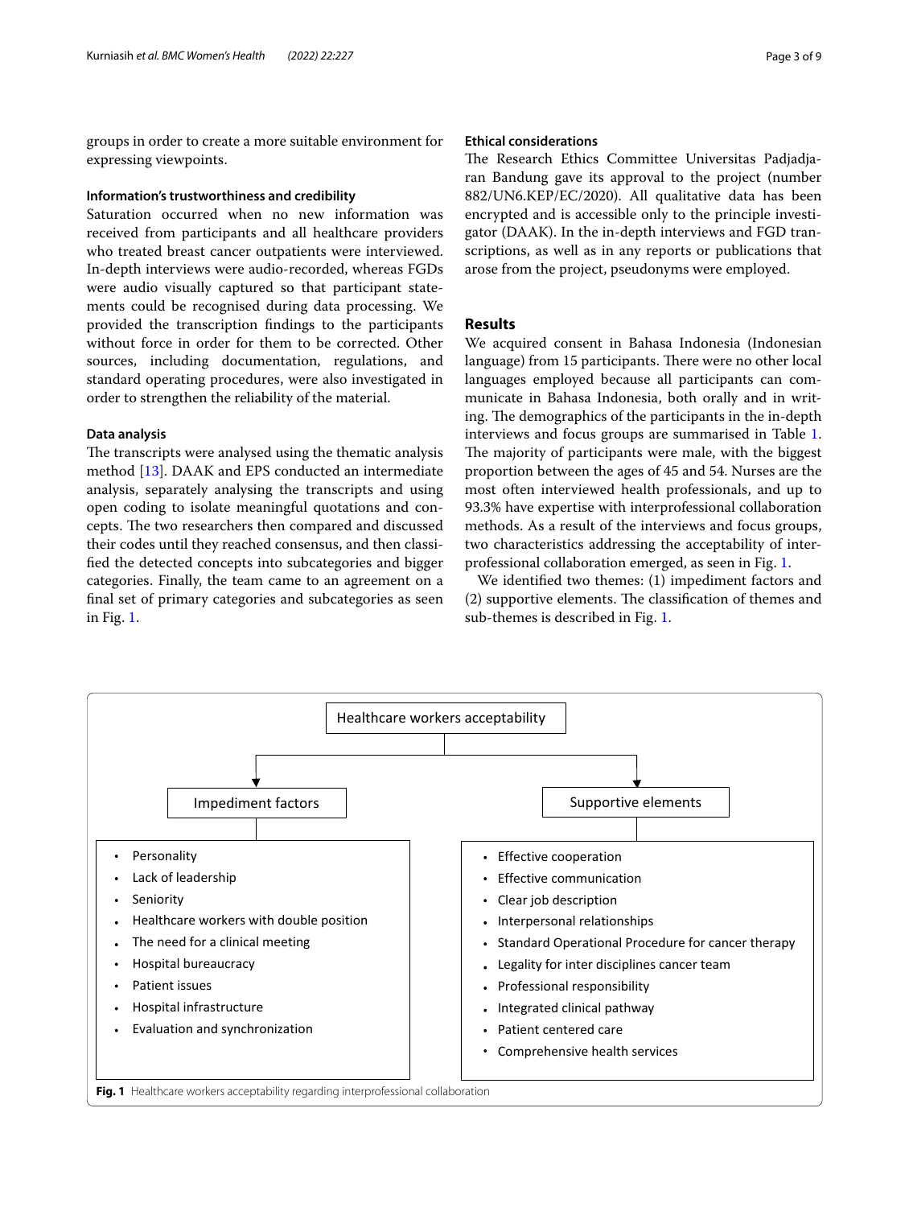groups in order to create a more suitable environment for expressing viewpoints.

#### Information's trustworthiness and credibility

Saturation occurred when no new information was received from participants and all healthcare providers who treated breast cancer outpatients were interviewed. In-depth interviews were audio-recorded, whereas FGDs were audio visually captured so that participant statements could be recognised during data processing. We provided the transcription findings to the participants without force in order for them to be corrected. Other sources, including documentation, regulations, and standard operating procedures, were also investigated in order to strengthen the reliability of the material.

#### Data analysis

The transcripts were analysed using the thematic analysis method [13]. DAAK and EPS conducted an intermediate analysis, separately analysing the transcripts and using open coding to isolate meaningful quotations and concepts. The two researchers then compared and discussed their codes until they reached consensus, and then classified the detected concepts into subcategories and bigger categories. Finally, the team came to an agreement on a final set of primary categories and subcategories as seen in Fig. 1.

#### Ethical considerations

The Research Ethics Committee Universitas Padjadjaran Bandung gave its approval to the project (number 882/UN6.KEP/EC/2020). All qualitative data has been encrypted and is accessible only to the principle investigator (DAAK). In the in-depth interviews and FGD transcriptions, as well as in any reports or publications that arose from the project, pseudonyms were employed.

## Results

We acquired consent in Bahasa Indonesia (Indonesian language) from 15 participants. There were no other local languages employed because all participants can communicate in Bahasa Indonesia, both orally and in writing. The demographics of the participants in the in-depth interviews and focus groups are summarised in Table 1. The majority of participants were male, with the biggest proportion between the ages of 45 and 54. Nurses are the most often interviewed health professionals, and up to 93.3% have expertise with interprofessional collaboration methods. As a result of the interviews and focus groups, two characteristics addressing the acceptability of interprofessional collaboration emerged, as seen in Fig. 1.

We identified two themes: (1) impediment factors and (2) supportive elements. The classification of themes and sub-themes is described in Fig. 1.

Healthcare workers acceptability

**Impediment factors**

- Personality
- Lack of leadership
- Seniority
- Healthcare workers with double position
- The need for a clinical meeting
- Hospital bureaucracy
- Patient issues
- Hospital infrastructure
- Evaluation and synchronization

**Supportive elements**

- Effective cooperation
- Effective communication
- Clear job description
- Interpersonal relationships
- Standard Operational Procedure for cancer therapy
- Legality for inter disciplines cancer team
- Professional responsibility
- Integrated clinical pathway
- Patient centered care
- Comprehensive health services

**Fig. 1** Healthcare workers acceptability regarding interprofessional collaboration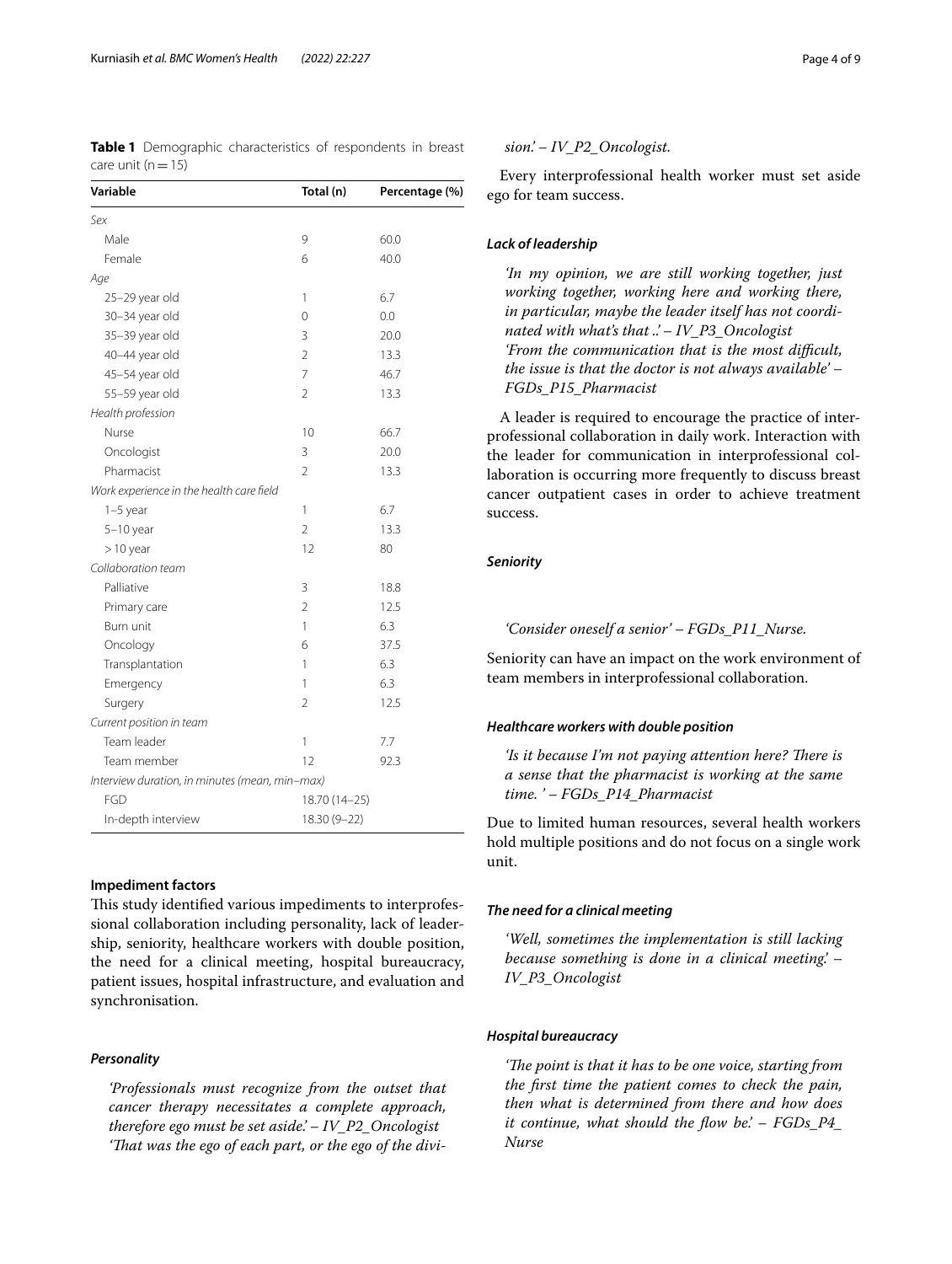**Table 1** Demographic characteristics of respondents in breast care unit (n = 15)

| Variable | Total (n) | Percentage (%) |
|---|---|---|
| *Sex* | | |
| Male | 9 | 60.0 |
| Female | 6 | 40.0 |
| *Age* | | |
| 25–29 year old | 1 | 6.7 |
| 30–34 year old | 0 | 0.0 |
| 35–39 year old | 3 | 20.0 |
| 40–44 year old | 2 | 13.3 |
| 45–54 year old | 7 | 46.7 |
| 55–59 year old | 2 | 13.3 |
| *Health profession* | | |
| Nurse | 10 | 66.7 |
| Oncologist | 3 | 20.0 |
| Pharmacist | 2 | 13.3 |
| *Work experience in the health care field* | | |
| 1–5 year | 1 | 6.7 |
| 5–10 year | 2 | 13.3 |
| > 10 year | 12 | 80 |
| *Collaboration team* | | |
| Palliative | 3 | 18.8 |
| Primary care | 2 | 12.5 |
| Burn unit | 1 | 6.3 |
| Oncology | 6 | 37.5 |
| Transplantation | 1 | 6.3 |
| Emergency | 1 | 6.3 |
| Surgery | 2 | 12.5 |
| *Current position in team* | | |
| Team leader | 1 | 7.7 |
| Team member | 12 | 92.3 |
| *Interview duration, in minutes (mean, min–max)* | | |
| FGD | 18.70 (14–25) | |
| In-depth interview | 18.30 (9–22) | |

### Impediment factors

This study identified various impediments to interprofessional collaboration including personality, lack of leadership, seniority, healthcare workers with double position, the need for a clinical meeting, hospital bureaucracy, patient issues, hospital infrastructure, and evaluation and synchronisation.

#### *Personality*

> *'Professionals must recognize from the outset that cancer therapy necessitates a complete approach, therefore ego must be set aside.' – IV_P2_Oncologist*
> *'That was the ego of each part, or the ego of the division.' – IV_P2_Oncologist.*

Every interprofessional health worker must set aside ego for team success.

#### *Lack of leadership*

> *'In my opinion, we are still working together, just working together, working here and working there, in particular, maybe the leader itself has not coordinated with what's that ..' – IV_P3_Oncologist*
> *'From the communication that is the most difficult, the issue is that the doctor is not always available' – FGDs_P15_Pharmacist*

A leader is required to encourage the practice of interprofessional collaboration in daily work. Interaction with the leader for communication in interprofessional collaboration is occurring more frequently to discuss breast cancer outpatient cases in order to achieve treatment success.

#### *Seniority*

> *'Consider oneself a senior' – FGDs_P11_Nurse.*

Seniority can have an impact on the work environment of team members in interprofessional collaboration.

#### *Healthcare workers with double position*

> *'Is it because I'm not paying attention here? There is a sense that the pharmacist is working at the same time. ' – FGDs_P14_Pharmacist*

Due to limited human resources, several health workers hold multiple positions and do not focus on a single work unit.

#### *The need for a clinical meeting*

> *'Well, sometimes the implementation is still lacking because something is done in a clinical meeting.' – IV_P3_Oncologist*

#### *Hospital bureaucracy*

> *'The point is that it has to be one voice, starting from the first time the patient comes to check the pain, then what is determined from there and how does it continue, what should the flow be.' – FGDs_P4_Nurse*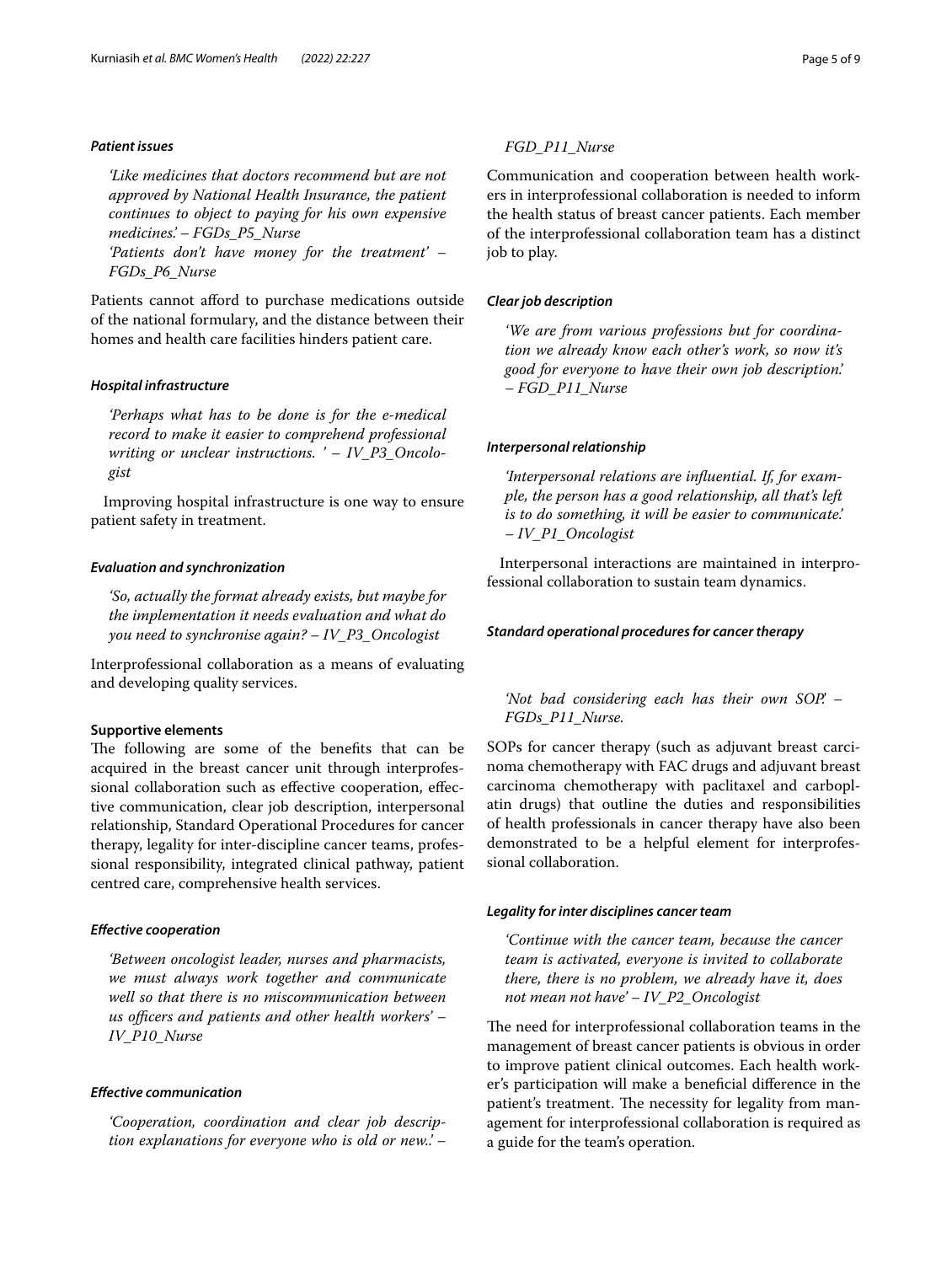#### *Patient issues*

> *'Like medicines that doctors recommend but are not approved by National Health Insurance, the patient continues to object to paying for his own expensive medicines.' – FGDs_P5_Nurse*
>
> *'Patients don't have money for the treatment' – FGDs_P6_Nurse*

Patients cannot afford to purchase medications outside of the national formulary, and the distance between their homes and health care facilities hinders patient care.

#### *Hospital infrastructure*

> *'Perhaps what has to be done is for the e-medical record to make it easier to comprehend professional writing or unclear instructions. ' – IV_P3_Oncologist*

Improving hospital infrastructure is one way to ensure patient safety in treatment.

#### *Evaluation and synchronization*

> *'So, actually the format already exists, but maybe for the implementation it needs evaluation and what do you need to synchronise again? – IV_P3_Oncologist*

Interprofessional collaboration as a means of evaluating and developing quality services.

### **Supportive elements**

The following are some of the benefits that can be acquired in the breast cancer unit through interprofessional collaboration such as effective cooperation, effective communication, clear job description, interpersonal relationship, Standard Operational Procedures for cancer therapy, legality for inter-discipline cancer teams, professional responsibility, integrated clinical pathway, patient centred care, comprehensive health services.

#### *Effective cooperation*

> *'Between oncologist leader, nurses and pharmacists, we must always work together and communicate well so that there is no miscommunication between us officers and patients and other health workers' – IV_P10_Nurse*

#### *Effective communication*

> *'Cooperation, coordination and clear job description explanations for everyone who is old or new..' – FGD_P11_Nurse*

Communication and cooperation between health workers in interprofessional collaboration is needed to inform the health status of breast cancer patients. Each member of the interprofessional collaboration team has a distinct job to play.

#### *Clear job description*

> *'We are from various professions but for coordination we already know each other's work, so now it's good for everyone to have their own job description.' – FGD_P11_Nurse*

#### *Interpersonal relationship*

> *'Interpersonal relations are influential. If, for example, the person has a good relationship, all that's left is to do something, it will be easier to communicate.' – IV_P1_Oncologist*

Interpersonal interactions are maintained in interprofessional collaboration to sustain team dynamics.

#### *Standard operational procedures for cancer therapy*

> *'Not bad considering each has their own SOP.' – FGDs_P11_Nurse.*

SOPs for cancer therapy (such as adjuvant breast carcinoma chemotherapy with FAC drugs and adjuvant breast carcinoma chemotherapy with paclitaxel and carboplatin drugs) that outline the duties and responsibilities of health professionals in cancer therapy have also been demonstrated to be a helpful element for interprofessional collaboration.

#### *Legality for inter disciplines cancer team*

> *'Continue with the cancer team, because the cancer team is activated, everyone is invited to collaborate there, there is no problem, we already have it, does not mean not have' – IV_P2_Oncologist*

The need for interprofessional collaboration teams in the management of breast cancer patients is obvious in order to improve patient clinical outcomes. Each health worker's participation will make a beneficial difference in the patient's treatment. The necessity for legality from management for interprofessional collaboration is required as a guide for the team's operation.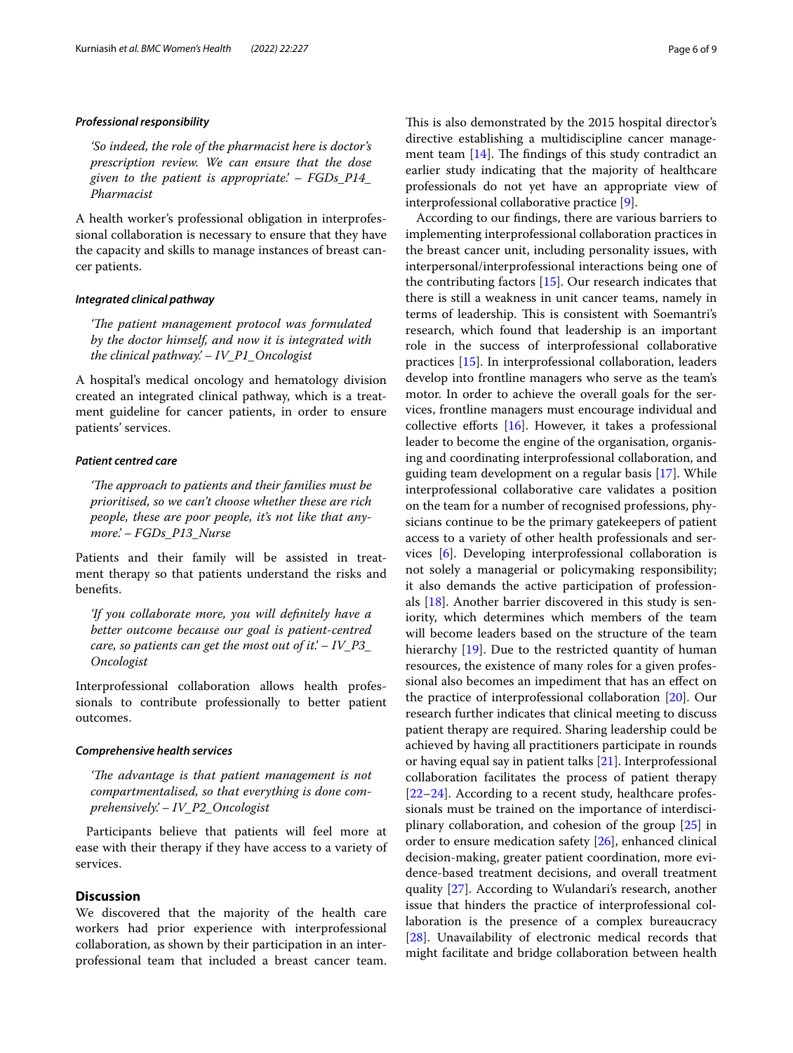#### Professional responsibility

*'So indeed, the role of the pharmacist here is doctor's prescription review. We can ensure that the dose given to the patient is appropriate.' – FGDs_P14_Pharmacist*

A health worker's professional obligation in interprofessional collaboration is necessary to ensure that they have the capacity and skills to manage instances of breast cancer patients.

#### Integrated clinical pathway

*'The patient management protocol was formulated by the doctor himself, and now it is integrated with the clinical pathway.' – IV_P1_Oncologist*

A hospital's medical oncology and hematology division created an integrated clinical pathway, which is a treatment guideline for cancer patients, in order to ensure patients' services.

#### Patient centred care

*'The approach to patients and their families must be prioritised, so we can't choose whether these are rich people, these are poor people, it's not like that anymore.' – FGDs_P13_Nurse*

Patients and their family will be assisted in treatment therapy so that patients understand the risks and benefits.

*'If you collaborate more, you will definitely have a better outcome because our goal is patient-centred care, so patients can get the most out of it.' – IV_P3_Oncologist*

Interprofessional collaboration allows health professionals to contribute professionally to better patient outcomes.

#### Comprehensive health services

*'The advantage is that patient management is not compartmentalised, so that everything is done comprehensively.' – IV_P2_Oncologist*

Participants believe that patients will feel more at ease with their therapy if they have access to a variety of services.

## Discussion

We discovered that the majority of the health care workers had prior experience with interprofessional collaboration, as shown by their participation in an interprofessional team that included a breast cancer team. This is also demonstrated by the 2015 hospital director's directive establishing a multidiscipline cancer management team [14]. The findings of this study contradict an earlier study indicating that the majority of healthcare professionals do not yet have an appropriate view of interprofessional collaborative practice [9].

According to our findings, there are various barriers to implementing interprofessional collaboration practices in the breast cancer unit, including personality issues, with interpersonal/interprofessional interactions being one of the contributing factors [15]. Our research indicates that there is still a weakness in unit cancer teams, namely in terms of leadership. This is consistent with Soemantri's research, which found that leadership is an important role in the success of interprofessional collaborative practices [15]. In interprofessional collaboration, leaders develop into frontline managers who serve as the team's motor. In order to achieve the overall goals for the services, frontline managers must encourage individual and collective efforts [16]. However, it takes a professional leader to become the engine of the organisation, organising and coordinating interprofessional collaboration, and guiding team development on a regular basis [17]. While interprofessional collaborative care validates a position on the team for a number of recognised professions, physicians continue to be the primary gatekeepers of patient access to a variety of other health professionals and services [6]. Developing interprofessional collaboration is not solely a managerial or policymaking responsibility; it also demands the active participation of professionals [18]. Another barrier discovered in this study is seniority, which determines which members of the team will become leaders based on the structure of the team hierarchy [19]. Due to the restricted quantity of human resources, the existence of many roles for a given professional also becomes an impediment that has an effect on the practice of interprofessional collaboration [20]. Our research further indicates that clinical meeting to discuss patient therapy are required. Sharing leadership could be achieved by having all practitioners participate in rounds or having equal say in patient talks [21]. Interprofessional collaboration facilitates the process of patient therapy [22–24]. According to a recent study, healthcare professionals must be trained on the importance of interdisciplinary collaboration, and cohesion of the group [25] in order to ensure medication safety [26], enhanced clinical decision-making, greater patient coordination, more evidence-based treatment decisions, and overall treatment quality [27]. According to Wulandari's research, another issue that hinders the practice of interprofessional collaboration is the presence of a complex bureaucracy [28]. Unavailability of electronic medical records that might facilitate and bridge collaboration between health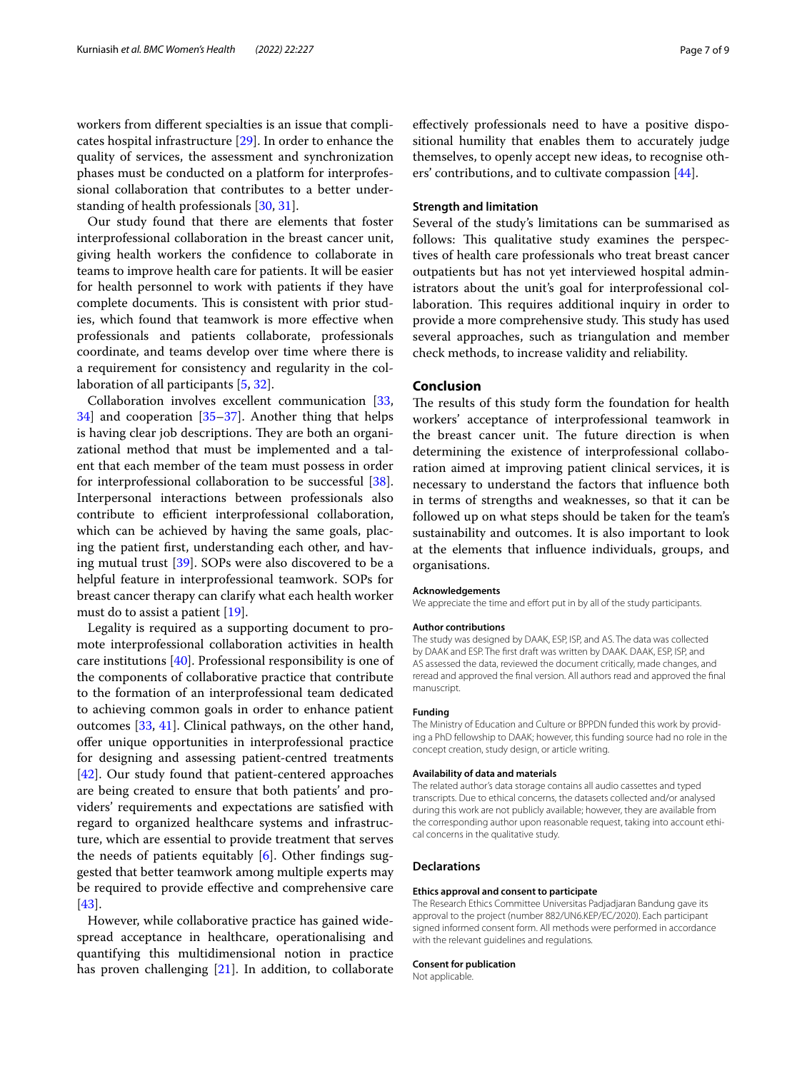workers from different specialties is an issue that complicates hospital infrastructure [29]. In order to enhance the quality of services, the assessment and synchronization phases must be conducted on a platform for interprofessional collaboration that contributes to a better understanding of health professionals [30, 31].

Our study found that there are elements that foster interprofessional collaboration in the breast cancer unit, giving health workers the confidence to collaborate in teams to improve health care for patients. It will be easier for health personnel to work with patients if they have complete documents. This is consistent with prior studies, which found that teamwork is more effective when professionals and patients collaborate, professionals coordinate, and teams develop over time where there is a requirement for consistency and regularity in the collaboration of all participants [5, 32].

Collaboration involves excellent communication [33, 34] and cooperation [35–37]. Another thing that helps is having clear job descriptions. They are both an organizational method that must be implemented and a talent that each member of the team must possess in order for interprofessional collaboration to be successful [38]. Interpersonal interactions between professionals also contribute to efficient interprofessional collaboration, which can be achieved by having the same goals, placing the patient first, understanding each other, and having mutual trust [39]. SOPs were also discovered to be a helpful feature in interprofessional teamwork. SOPs for breast cancer therapy can clarify what each health worker must do to assist a patient [19].

Legality is required as a supporting document to promote interprofessional collaboration activities in health care institutions [40]. Professional responsibility is one of the components of collaborative practice that contribute to the formation of an interprofessional team dedicated to achieving common goals in order to enhance patient outcomes [33, 41]. Clinical pathways, on the other hand, offer unique opportunities in interprofessional practice for designing and assessing patient-centred treatments [42]. Our study found that patient-centered approaches are being created to ensure that both patients' and providers' requirements and expectations are satisfied with regard to organized healthcare systems and infrastructure, which are essential to provide treatment that serves the needs of patients equitably [6]. Other findings suggested that better teamwork among multiple experts may be required to provide effective and comprehensive care [43].

However, while collaborative practice has gained widespread acceptance in healthcare, operationalising and quantifying this multidimensional notion in practice has proven challenging [21]. In addition, to collaborate effectively professionals need to have a positive dispositional humility that enables them to accurately judge themselves, to openly accept new ideas, to recognise others' contributions, and to cultivate compassion [44].

### Strength and limitation

Several of the study's limitations can be summarised as follows: This qualitative study examines the perspectives of health care professionals who treat breast cancer outpatients but has not yet interviewed hospital administrators about the unit's goal for interprofessional collaboration. This requires additional inquiry in order to provide a more comprehensive study. This study has used several approaches, such as triangulation and member check methods, to increase validity and reliability.

## Conclusion

The results of this study form the foundation for health workers' acceptance of interprofessional teamwork in the breast cancer unit. The future direction is when determining the existence of interprofessional collaboration aimed at improving patient clinical services, it is necessary to understand the factors that influence both in terms of strengths and weaknesses, so that it can be followed up on what steps should be taken for the team's sustainability and outcomes. It is also important to look at the elements that influence individuals, groups, and organisations.

#### Acknowledgements

We appreciate the time and effort put in by all of the study participants.

#### Author contributions

The study was designed by DAAK, ESP, ISP, and AS. The data was collected by DAAK and ESP. The first draft was written by DAAK. DAAK, ESP, ISP, and AS assessed the data, reviewed the document critically, made changes, and reread and approved the final version. All authors read and approved the final manuscript.

#### Funding

The Ministry of Education and Culture or BPPDN funded this work by providing a PhD fellowship to DAAK; however, this funding source had no role in the concept creation, study design, or article writing.

#### Availability of data and materials

The related author's data storage contains all audio cassettes and typed transcripts. Due to ethical concerns, the datasets collected and/or analysed during this work are not publicly available; however, they are available from the corresponding author upon reasonable request, taking into account ethical concerns in the qualitative study.

### Declarations

#### Ethics approval and consent to participate

The Research Ethics Committee Universitas Padjadjaran Bandung gave its approval to the project (number 882/UN6.KEP/EC/2020). Each participant signed informed consent form. All methods were performed in accordance with the relevant guidelines and regulations.

#### Consent for publication

Not applicable.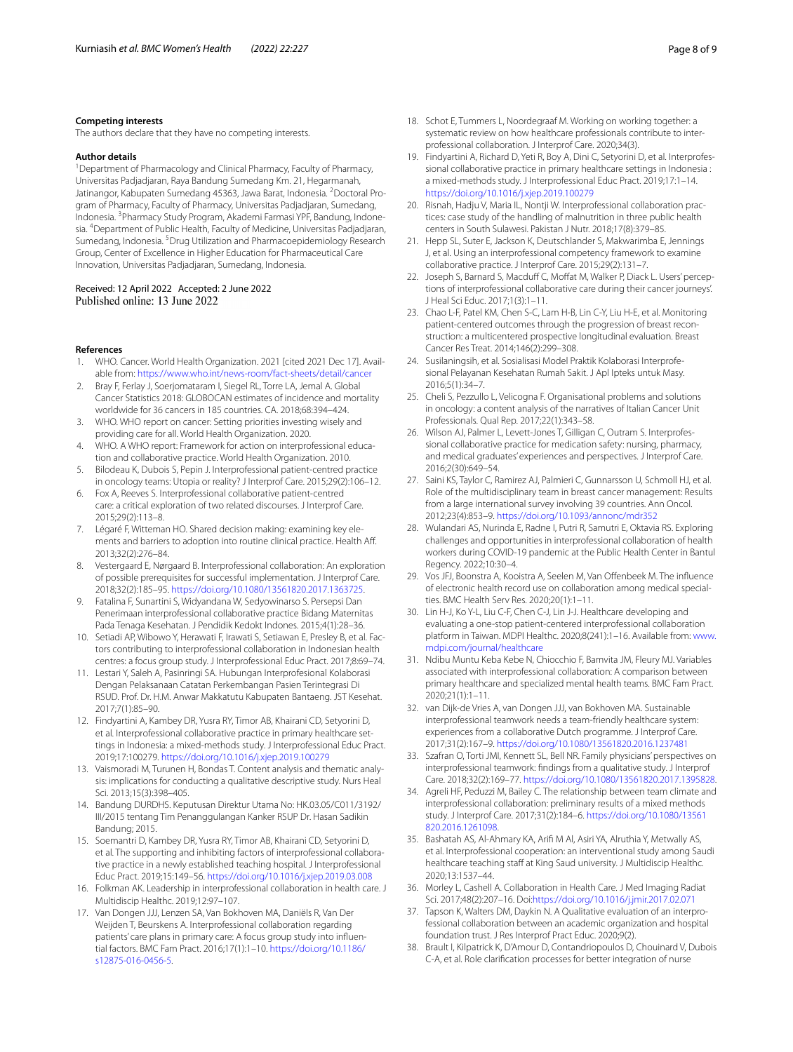### Competing interests

The authors declare that they have no competing interests.

### Author details

[1] Department of Pharmacology and Clinical Pharmacy, Faculty of Pharmacy, Universitas Padjadjaran, Raya Bandung Sumedang Km. 21, Hegarmanah, Jatinangor, Kabupaten Sumedang 45363, Jawa Barat, Indonesia. [2] Doctoral Program of Pharmacy, Faculty of Pharmacy, Universitas Padjadjaran, Sumedang, Indonesia. [3] Pharmacy Study Program, Akademi Farmasi YPF, Bandung, Indonesia. [4] Department of Public Health, Faculty of Medicine, Universitas Padjadjaran, Sumedang, Indonesia. [5] Drug Utilization and Pharmacoepidemiology Research Group, Center of Excellence in Higher Education for Pharmaceutical Care Innovation, Universitas Padjadjaran, Sumedang, Indonesia.

Received: 12 April 2022 Accepted: 2 June 2022
Published online: 13 June 2022

### References

1. WHO. Cancer. World Health Organization. 2021 [cited 2021 Dec 17]. Available from: https://www.who.int/news-room/fact-sheets/detail/cancer
2. Bray F, Ferlay J, Soerjomataram I, Siegel RL, Torre LA, Jemal A. Global Cancer Statistics 2018: GLOBOCAN estimates of incidence and mortality worldwide for 36 cancers in 185 countries. CA. 2018;68:394–424.
3. WHO. WHO report on cancer: Setting priorities investing wisely and providing care for all. World Health Organization. 2020.
4. WHO. A WHO report: Framework for action on interprofessional education and collaborative practice. World Health Organization. 2010.
5. Bilodeau K, Dubois S, Pepin J. Interprofessional patient-centred practice in oncology teams: Utopia or reality? J Interprof Care. 2015;29(2):106–12.
6. Fox A, Reeves S. Interprofessional collaborative patient-centred care: a critical exploration of two related discourses. J Interprof Care. 2015;29(2):113–8.
7. Légaré F, Witteman HO. Shared decision making: examining key elements and barriers to adoption into routine clinical practice. Health Aff. 2013;32(2):276–84.
8. Vestergaard E, Nørgaard B. Interprofessional collaboration: An exploration of possible prerequisites for successful implementation. J Interprof Care. 2018;32(2):185–95. https://doi.org/10.1080/13561820.2017.1363725.
9. Fatalina F, Sunartini S, Widyandana W, Sedyowinarso S. Persepsi Dan Penerimaan interprofessional collaborative practice Bidang Maternitas Pada Tenaga Kesehatan. J Pendidik Kedokt Indones. 2015;4(1):28–36.
10. Setiadi AP, Wibowo Y, Herawati F, Irawati S, Setiawan E, Presley B, et al. Factors contributing to interprofessional collaboration in Indonesian health centres: a focus group study. J Interprof Educ Pract. 2017;8:69–74.
11. Lestari Y, Saleh A, Pasinringi SA. Hubungan Interprofesional Kolaborasi Dengan Pelaksanaan Catatan Perkembangan Pasien Terintegrasi Di RSUD. Prof. Dr. H.M. Anwar Makkatutu Kabupaten Bantaeng. JST Kesehat. 2017;7(1):85–90.
12. Findyartini A, Kambey DR, Yusra RY, Timor AB, Khairani CD, Setyorini D, et al. Interprofessional collaborative practice in primary healthcare settings in Indonesia: a mixed-methods study. J Interprof Educ Pract. 2019;17:100279. https://doi.org/10.1016/j.xjep.2019.100279
13. Vaismoradi M, Turunen H, Bondas T. Content analysis and thematic analysis: implications for conducting a qualitative descriptive study. Nurs Heal Sci. 2013;15(3):398–405.
14. Bandung DURDHS. Keputusan Direktur Utama No: HK.03.05/C011/3192/III/2015 tentang Tim Penanggulangan Kanker RSUP Dr. Hasan Sadikin Bandung; 2015.
15. Soemantri D, Kambey DR, Yusra RY, Timor AB, Khairani CD, Setyorini D, et al. The supporting and inhibiting factors of interprofessional collaborative practice in a newly established teaching hospital. J Interprofessional Educ Pract. 2019;15:149–56. https://doi.org/10.1016/j.xjep.2019.03.008
16. Folkman AK. Leadership in interprofessional collaboration in health care. J Multidiscip Healthc. 2019;12:97–107.
17. Van Dongen JJJ, Lenzen SA, Van Bokhoven MA, Daniëls R, Van Der Weijden T, Beurskens A. Interprofessional collaboration regarding patients' care plans in primary care: A focus group study into influential factors. BMC Fam Pract. 2016;17(1):1–10. https://doi.org/10.1186/s12875-016-0456-5.
18. Schot E, Tummers L, Noordegraaf M. Working on working together: a systematic review on how healthcare professionals contribute to interprofessional collaboration. J Interprof Care. 2020;34(3).
19. Findyartini A, Richard D, Yeti R, Boy A, Dini C, Setyorini D, et al. Interprofessional collaborative practice in primary healthcare settings in Indonesia : a mixed-methods study. J Interprofessional Educ Pract. 2019;17:1–14. https://doi.org/10.1016/j.xjep.2019.100279
20. Risnah, Hadju V, Maria IL, Nontji W. Interprofessional collaboration practices: case study of the handling of malnutrition in three public health centers in South Sulawesi. Pakistan J Nutr. 2018;17(8):379–85.
21. Hepp SL, Suter E, Jackson K, Deutschlander S, Makwarimba E, Jennings J, et al. Using an interprofessional competency framework to examine collaborative practice. J Interprof Care. 2015;29(2):131–7.
22. Joseph S, Barnard S, Macduff C, Moffat M, Walker P, Diack L. Users' perceptions of interprofessional collaborative care during their cancer journeys'. J Heal Sci Educ. 2017;1(3):1–11.
23. Chao L-F, Patel KM, Chen S-C, Lam H-B, Lin C-Y, Liu H-E, et al. Monitoring patient-centered outcomes through the progression of breast reconstruction: a multicentered prospective longitudinal evaluation. Breast Cancer Res Treat. 2014;146(2):299–308.
24. Susilaningsih, et al. Sosialisasi Model Praktik Kolaborasi Interprofesional Pelayanan Kesehatan Rumah Sakit. J Apl Ipteks untuk Masy. 2016;5(1):34–7.
25. Cheli S, Pezzullo L, Velicogna F. Organisational problems and solutions in oncology: a content analysis of the narratives of Italian Cancer Unit Professionals. Qual Rep. 2017;22(1):343–58.
26. Wilson AJ, Palmer L, Levett-Jones T, Gilligan C, Outram S. Interprofessional collaborative practice for medication safety: nursing, pharmacy, and medical graduates' experiences and perspectives. J Interprof Care. 2016;2(30):649–54.
27. Saini KS, Taylor C, Ramirez AJ, Palmieri C, Gunnarsson U, Schmoll HJ, et al. Role of the multidisciplinary team in breast cancer management: Results from a large international survey involving 39 countries. Ann Oncol. 2012;23(4):853–9. https://doi.org/10.1093/annonc/mdr352
28. Wulandari AS, Nurinda E, Radne I, Putri R, Samutri E, Oktavia RS. Exploring challenges and opportunities in interprofessional collaboration of health workers during COVID-19 pandemic at the Public Health Center in Bantul Regency. 2022;10:30–4.
29. Vos JFJ, Boonstra A, Kooistra A, Seelen M, Van Offenbeek M. The influence of electronic health record use on collaboration among medical specialties. BMC Health Serv Res. 2020;20(1):1–11.
30. Lin H-J, Ko Y-L, Liu C-F, Chen C-J, Lin J-J. Healthcare developing and evaluating a one-stop patient-centered interprofessional collaboration platform in Taiwan. MDPI Healthc. 2020;8(241):1–16. Available from: www.mdpi.com/journal/healthcare
31. Ndibu Muntu Keba Kebe N, Chiocchio F, Bamvita JM, Fleury MJ. Variables associated with interprofessional collaboration: A comparison between primary healthcare and specialized mental health teams. BMC Fam Pract. 2020;21(1):1–11.
32. van Dijk-de Vries A, van Dongen JJJ, van Bokhoven MA. Sustainable interprofessional teamwork needs a team-friendly healthcare system: experiences from a collaborative Dutch programme. J Interprof Care. 2017;31(2):167–9. https://doi.org/10.1080/13561820.2016.1237481
33. Szafran O, Torti JMI, Kennett SL, Bell NR. Family physicians' perspectives on interprofessional teamwork: findings from a qualitative study. J Interprof Care. 2018;32(2):169–77. https://doi.org/10.1080/13561820.2017.1395828.
34. Agreli HF, Peduzzi M, Bailey C. The relationship between team climate and interprofessional collaboration: preliminary results of a mixed methods study. J Interprof Care. 2017;31(2):184–6. https://doi.org/10.1080/13561820.2016.1261098.
35. Bashatah AS, Al-Ahmary KA, Arifi M Al, Asiri YA, Alruthia Y, Metwally AS, et al. Interprofessional cooperation: an interventional study among Saudi healthcare teaching staff at King Saud university. J Multidiscip Healthc. 2020;13:1537–44.
36. Morley L, Cashell A. Collaboration in Health Care. J Med Imaging Radiat Sci. 2017;48(2):207–16. Doi:https://doi.org/10.1016/j.jmir.2017.02.071
37. Tapson K, Walters DM, Daykin N. A Qualitative evaluation of an interprofessional collaboration between an academic organization and hospital foundation trust. J Res Interprof Pract Educ. 2020;9(2).
38. Brault I, Kilpatrick K, D'Amour D, Contandriopoulos D, Chouinard V, Dubois C-A, et al. Role clarification processes for better integration of nurse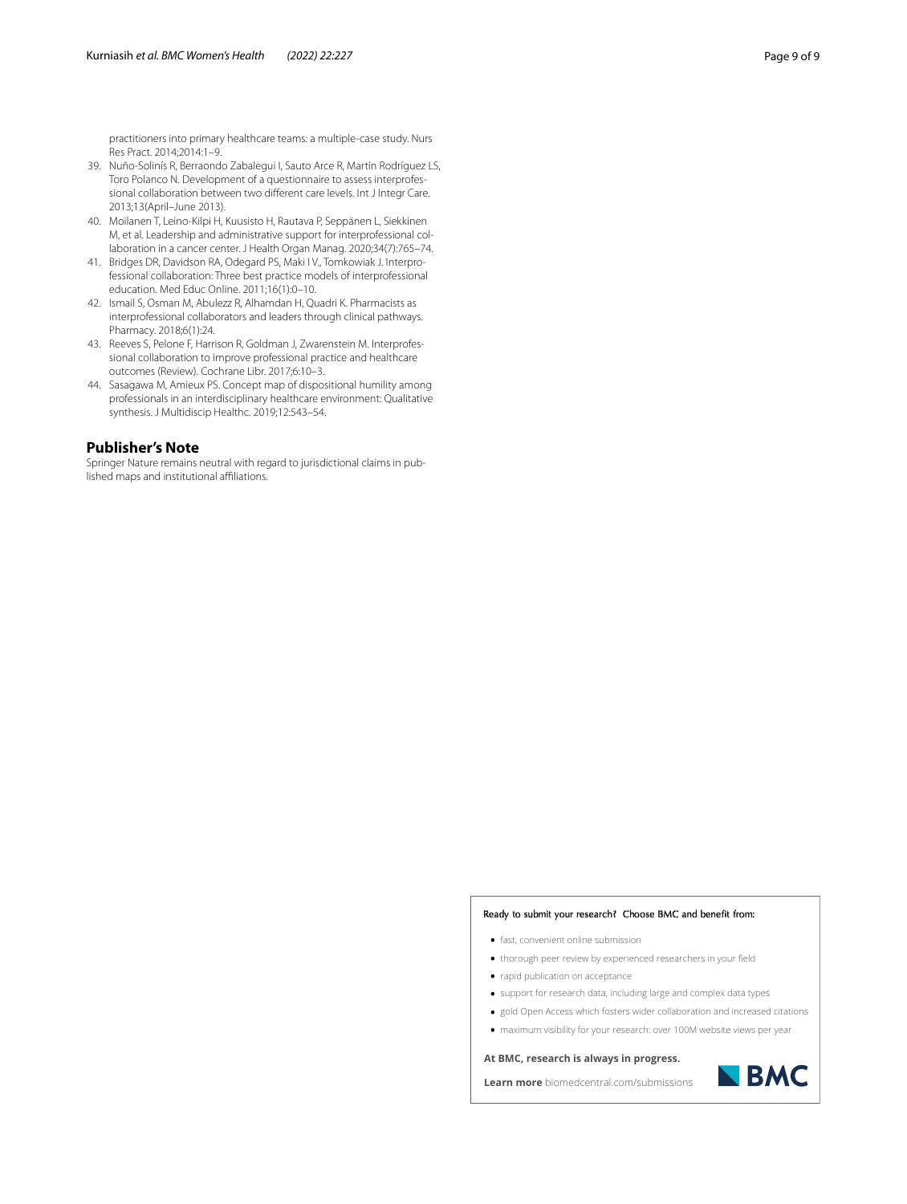practitioners into primary healthcare teams: a multiple-case study. Nurs Res Pract. 2014;2014:1–9.

39. Nuño-Solinís R, Berraondo Zabalegui I, Sauto Arce R, Martín Rodríguez LS, Toro Polanco N. Development of a questionnaire to assess interprofessional collaboration between two different care levels. Int J Integr Care. 2013;13(April–June 2013).
40. Moilanen T, Leino-Kilpi H, Kuusisto H, Rautava P, Seppänen L, Siekkinen M, et al. Leadership and administrative support for interprofessional collaboration in a cancer center. J Health Organ Manag. 2020;34(7):765–74.
41. Bridges DR, Davidson RA, Odegard PS, Maki I V., Tomkowiak J. Interprofessional collaboration: Three best practice models of interprofessional education. Med Educ Online. 2011;16(1):0–10.
42. Ismail S, Osman M, Abulezz R, Alhamdan H, Quadri K. Pharmacists as interprofessional collaborators and leaders through clinical pathways. Pharmacy. 2018;6(1):24.
43. Reeves S, Pelone F, Harrison R, Goldman J, Zwarenstein M. Interprofessional collaboration to improve professional practice and healthcare outcomes (Review). Cochrane Libr. 2017;6:10–3.
44. Sasagawa M, Amieux PS. Concept map of dispositional humility among professionals in an interdisciplinary healthcare environment: Qualitative synthesis. J Multidiscip Healthc. 2019;12:543–54.

## Publisher's Note

Springer Nature remains neutral with regard to jurisdictional claims in published maps and institutional affiliations.

Ready to submit your research? Choose BMC and benefit from:

- fast, convenient online submission
- thorough peer review by experienced researchers in your field
- rapid publication on acceptance
- support for research data, including large and complex data types
- gold Open Access which fosters wider collaboration and increased citations
- maximum visibility for your research: over 100M website views per year

**At BMC, research is always in progress.**

**Learn more** biomedcentral.com/submissions

BMC